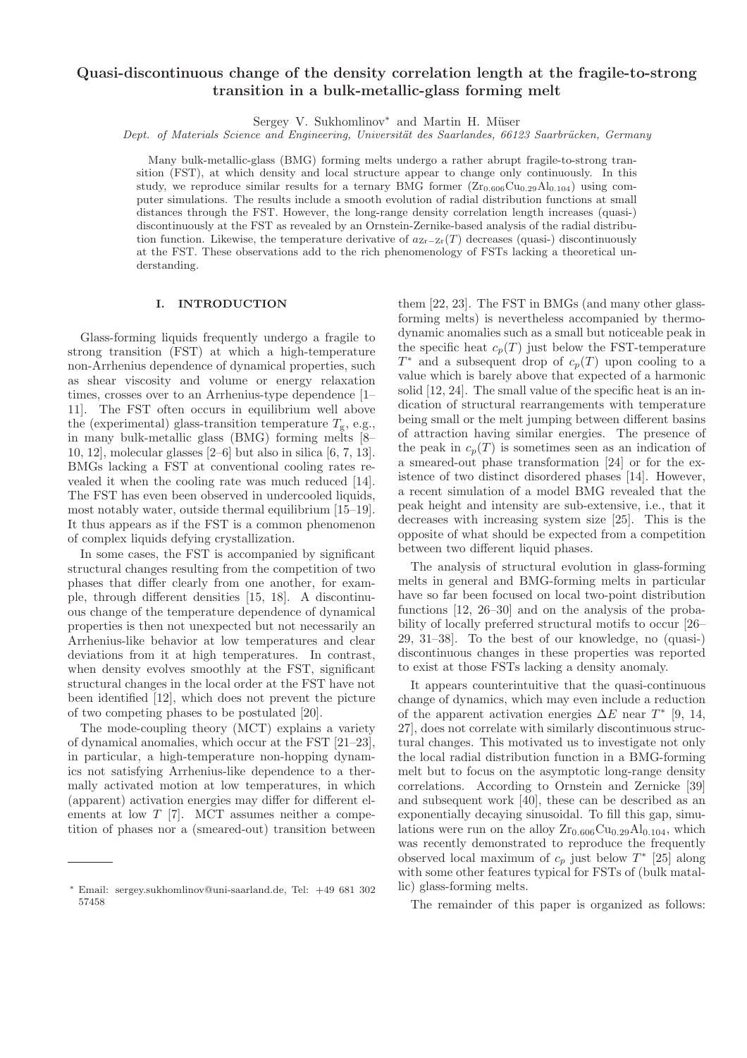# Quasi-discontinuous change of the density correlation length at the fragile-to-strong transition in a bulk-metallic-glass forming melt

Sergey V. Sukhomlinov* and Martin H. Müser

*Dept. of Materials Science and Engineering, Universität des Saarlandes, 66123 Saarbrücken, Germany*

Many bulk-metallic-glass (BMG) forming melts undergo a rather abrupt fragile-to-strong transition (FST), at which density and local structure appear to change only continuously. In this study, we reproduce similar results for a ternary BMG former ($Zr_{0.606}Cu_{0.29}Al_{0.104}$) using computer simulations. The results include a smooth evolution of radial distribution functions at small distances through the FST. However, the long-range density correlation length increases (quasi-) discontinuously at the FST as revealed by an Ornstein-Zernike-based analysis of the radial distribution function. Likewise, the temperature derivative of $a_{\text{Zr-Zr}}(T)$ decreases (quasi-) discontinuously at the FST. These observations add to the rich phenomenology of FSTs lacking a theoretical understanding.

## I. INTRODUCTION

Glass-forming liquids frequently undergo a fragile to strong transition (FST) at which a high-temperature non-Arrhenius dependence of dynamical properties, such as shear viscosity and volume or energy relaxation times, crosses over to an Arrhenius-type dependence [1–11]. The FST often occurs in equilibrium well above the (experimental) glass-transition temperature $T_g$, e.g., in many bulk-metallic glass (BMG) forming melts [8–10, 12], molecular glasses [2–6] but also in silica [6, 7, 13]. BMGs lacking a FST at conventional cooling rates revealed it when the cooling rate was much reduced [14]. The FST has even been observed in undercooled liquids, most notably water, outside thermal equilibrium [15–19]. It thus appears as if the FST is a common phenomenon of complex liquids defying crystallization.

In some cases, the FST is accompanied by significant structural changes resulting from the competition of two phases that differ clearly from one another, for example, through different densities [15, 18]. A discontinuous change of the temperature dependence of dynamical properties is then not unexpected but not necessarily an Arrhenius-like behavior at low temperatures and clear deviations from it at high temperatures. In contrast, when density evolves smoothly at the FST, significant structural changes in the local order at the FST have not been identified [12], which does not prevent the picture of two competing phases to be postulated [20].

The mode-coupling theory (MCT) explains a variety of dynamical anomalies, which occur at the FST [21–23], in particular, a high-temperature non-hopping dynamics not satisfying Arrhenius-like dependence to a thermally activated motion at low temperatures, in which (apparent) activation energies may differ for different elements at low $T$ [7]. MCT assumes neither a competition of phases nor a (smeared-out) transition between them [22, 23]. The FST in BMGs (and many other glass-forming melts) is nevertheless accompanied by thermodynamic anomalies such as a small but noticeable peak in the specific heat $c_p(T)$ just below the FST-temperature $T^*$ and a subsequent drop of $c_p(T)$ upon cooling to a value which is barely above that expected of a harmonic solid [12, 24]. The small value of the specific heat is an indication of structural rearrangements with temperature being small or the melt jumping between different basins of attraction having similar energies. The presence of the peak in $c_p(T)$ is sometimes seen as an indication of a smeared-out phase transformation [24] or for the existence of two distinct disordered phases [14]. However, a recent simulation of a model BMG revealed that the peak height and intensity are sub-extensive, i.e., that it decreases with increasing system size [25]. This is the opposite of what should be expected from a competition between two different liquid phases.

The analysis of structural evolution in glass-forming melts in general and BMG-forming melts in particular have so far been focused on local two-point distribution functions [12, 26–30] and on the analysis of the probability of locally preferred structural motifs to occur [26–29, 31–38]. To the best of our knowledge, no (quasi-) discontinuous changes in these properties was reported to exist at those FSTs lacking a density anomaly.

It appears counterintuitive that the quasi-continuous change of dynamics, which may even include a reduction of the apparent activation energies $\Delta E$ near $T^*$ [9, 14, 27], does not correlate with similarly discontinuous structural changes. This motivated us to investigate not only the local radial distribution function in a BMG-forming melt but to focus on the asymptotic long-range density correlations. According to Ornstein and Zernicke [39] and subsequent work [40], these can be described as an exponentially decaying sinusoidal. To fill this gap, simulations were run on the alloy $Zr_{0.606}Cu_{0.29}Al_{0.104}$, which was recently demonstrated to reproduce the frequently observed local maximum of $c_p$ just below $T^*$ [25] along with some other features typical for FSTs of (bulk matallic) glass-forming melts.

The remainder of this paper is organized as follows:

---

* Email: sergey.sukhomlinov@uni-saarland.de, Tel: +49 681 302 57458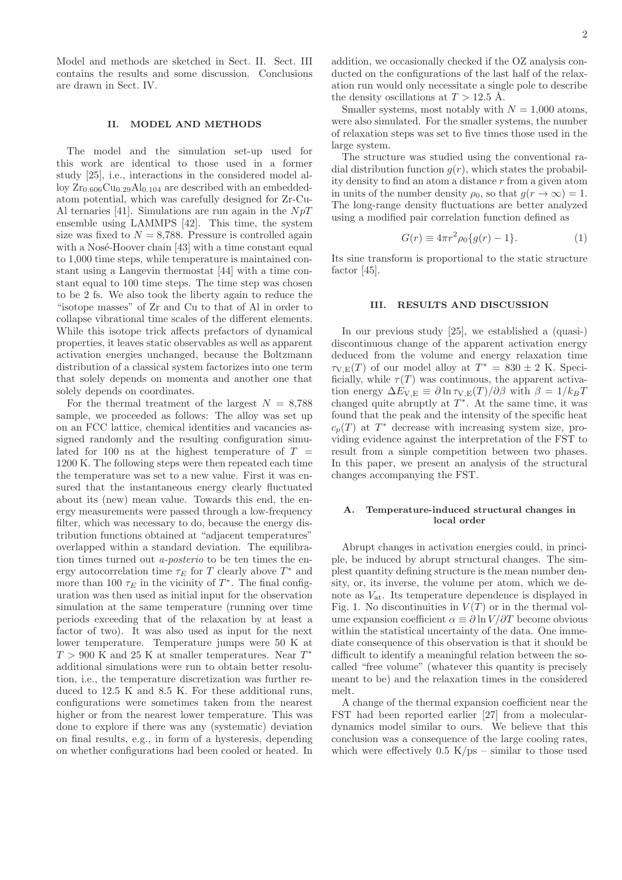Model and methods are sketched in Sect. II. Sect. III contains the results and some discussion. Conclusions are drawn in Sect. IV.

## II. MODEL AND METHODS

The model and the simulation set-up used for this work are identical to those used in a former study [25], i.e., interactions in the considered model alloy $Zr_{0.606}Cu_{0.29}Al_{0.104}$ are described with an embedded-atom potential, which was carefully designed for Zr-Cu-Al ternaries [41]. Simulations are run again in the $NpT$ ensemble using LAMMPS [42]. This time, the system size was fixed to $N = 8{,}788$. Pressure is controlled again with a Nosé-Hoover chain [43] with a time constant equal to 1,000 time steps, while temperature is maintained constant using a Langevin thermostat [44] with a time constant equal to 100 time steps. The time step was chosen to be 2 fs. We also took the liberty again to reduce the "isotope masses" of Zr and Cu to that of Al in order to collapse vibrational time scales of the different elements. While this isotope trick affects prefactors of dynamical properties, it leaves static observables as well as apparent activation energies unchanged, because the Boltzmann distribution of a classical system factorizes into one term that solely depends on momenta and another one that solely depends on coordinates.

For the thermal treatment of the largest $N = 8{,}788$ sample, we proceeded as follows: The alloy was set up on an FCC lattice, chemical identities and vacancies assigned randomly and the resulting configuration simulated for 100 ns at the highest temperature of $T = 1200$ K. The following steps were then repeated each time the temperature was set to a new value. First it was ensured that the instantaneous energy clearly fluctuated about its (new) mean value. Towards this end, the energy measurements were passed through a low-frequency filter, which was necessary to do, because the energy distribution functions obtained at "adjacent temperatures" overlapped within a standard deviation. The equilibration times turned out *a-posterio* to be ten times the energy autocorrelation time $\tau_E$ for $T$ clearly above $T^*$ and more than 100 $\tau_E$ in the vicinity of $T^*$. The final configuration was then used as initial input for the observation simulation at the same temperature (running over time periods exceeding that of the relaxation by at least a factor of two). It was also used as input for the next lower temperature. Temperature jumps were 50 K at $T > 900$ K and 25 K at smaller temperatures. Near $T^*$ additional simulations were run to obtain better resolution, i.e., the temperature discretization was further reduced to 12.5 K and 8.5 K. For these additional runs, configurations were sometimes taken from the nearest higher or from the nearest lower temperature. This was done to explore if there was any (systematic) deviation on final results, e.g., in form of a hysteresis, depending on whether configurations had been cooled or heated. In addition, we occasionally checked if the OZ analysis conducted on the configurations of the last half of the relaxation run would only necessitate a single pole to describe the density oscillations at $T > 12.5$ Å.

Smaller systems, most notably with $N = 1{,}000$ atoms, were also simulated. For the smaller systems, the number of relaxation steps was set to five times those used in the large system.

The structure was studied using the conventional radial distribution function $g(r)$, which states the probability density to find an atom a distance $r$ from a given atom in units of the number density $\rho_0$, so that $g(r \to \infty) = 1$. The long-range density fluctuations are better analyzed using a modified pair correlation function defined as

$$G(r) \equiv 4\pi r^2 \rho_0 \{g(r) - 1\}. \tag{1}$$

Its sine transform is proportional to the static structure factor [45].

## III. RESULTS AND DISCUSSION

In our previous study [25], we established a (quasi-) discontinuous change of the apparent activation energy deduced from the volume and energy relaxation time $\tau_{\mathrm{V,E}}(T)$ of our model alloy at $T^* = 830 \pm 2$ K. Specifically, while $\tau(T)$ was continuous, the apparent activation energy $\Delta E_{\mathrm{V,E}} \equiv \partial \ln \tau_{\mathrm{V,E}}(T)/\partial \beta$ with $\beta = 1/k_B T$ changed quite abruptly at $T^*$. At the same time, it was found that the peak and the intensity of the specific heat $c_p(T)$ at $T^*$ decrease with increasing system size, providing evidence against the interpretation of the FST to result from a simple competition between two phases. In this paper, we present an analysis of the structural changes accompanying the FST.

### A. Temperature-induced structural changes in local order

Abrupt changes in activation energies could, in principle, be induced by abrupt structural changes. The simplest quantity defining structure is the mean number density, or, its inverse, the volume per atom, which we denote as $V_{\mathrm{at}}$. Its temperature dependence is displayed in Fig. 1. No discontinuities in $V(T)$ or in the thermal volume expansion coefficient $\alpha \equiv \partial \ln V/\partial T$ become obvious within the statistical uncertainty of the data. One immediate consequence of this observation is that it should be difficult to identify a meaningful relation between the so-called "free volume" (whatever this quantity is precisely meant to be) and the relaxation times in the considered melt.

A change of the thermal expansion coefficient near the FST had been reported earlier [27] from a molecular-dynamics model similar to ours. We believe that this conclusion was a consequence of the large cooling rates, which were effectively 0.5 K/ps – similar to those used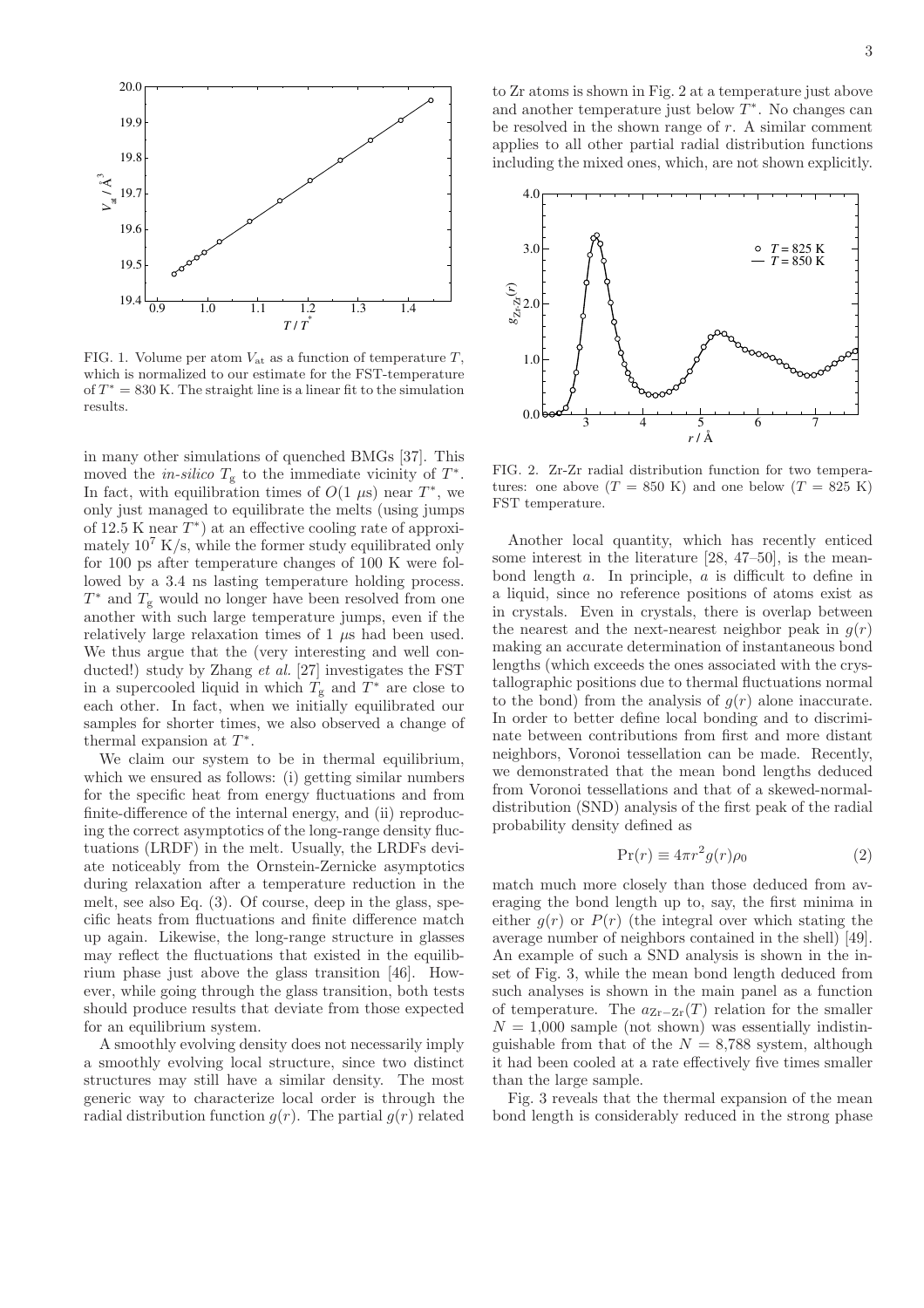FIG. 1. Volume per atom $V_{\rm at}$ as a function of temperature $T$, which is normalized to our estimate for the FST-temperature of $T^* = 830$ K. The straight line is a linear fit to the simulation results.

in many other simulations of quenched BMGs [37]. This moved the *in-silico* $T_{\rm g}$ to the immediate vicinity of $T^*$. In fact, with equilibration times of $O(1\ \mu s)$ near $T^*$, we only just managed to equilibrate the melts (using jumps of 12.5 K near $T^*$) at an effective cooling rate of approximately $10^7$ K/s, while the former study equilibrated only for 100 ps after temperature changes of 100 K were followed by a 3.4 ns lasting temperature holding process. $T^*$ and $T_{\rm g}$ would no longer have been resolved from one another with such large temperature jumps, even if the relatively large relaxation times of 1 $\mu$s had been used. We thus argue that the (very interesting and well conducted!) study by Zhang *et al.* [27] investigates the FST in a supercooled liquid in which $T_{\rm g}$ and $T^*$ are close to each other. In fact, when we initially equilibrated our samples for shorter times, we also observed a change of thermal expansion at $T^*$.

We claim our system to be in thermal equilibrium, which we ensured as follows: (i) getting similar numbers for the specific heat from energy fluctuations and from finite-difference of the internal energy, and (ii) reproducing the correct asymptotics of the long-range density fluctuations (LRDF) in the melt. Usually, the LRDFs deviate noticeably from the Ornstein-Zernicke asymptotics during relaxation after a temperature reduction in the melt, see also Eq. (3). Of course, deep in the glass, specific heats from fluctuations and finite difference match up again. Likewise, the long-range structure in glasses may reflect the fluctuations that existed in the equilibrium phase just above the glass transition [46]. However, while going through the glass transition, both tests should produce results that deviate from those expected for an equilibrium system.

A smoothly evolving density does not necessarily imply a smoothly evolving local structure, since two distinct structures may still have a similar density. The most generic way to characterize local order is through the radial distribution function $g(r)$. The partial $g(r)$ related to Zr atoms is shown in Fig. 2 at a temperature just above and another temperature just below $T^*$. No changes can be resolved in the shown range of $r$. A similar comment applies to all other partial radial distribution functions including the mixed ones, which, are not shown explicitly.

FIG. 2. Zr-Zr radial distribution function for two temperatures: one above ($T = 850$ K) and one below ($T = 825$ K) FST temperature.

Another local quantity, which has recently enticed some interest in the literature [28, 47–50], is the mean-bond length $a$. In principle, $a$ is difficult to define in a liquid, since no reference positions of atoms exist as in crystals. Even in crystals, there is overlap between the nearest and the next-nearest neighbor peak in $g(r)$ making an accurate determination of instantaneous bond lengths (which exceeds the ones associated with the crystallographic positions due to thermal fluctuations normal to the bond) from the analysis of $g(r)$ alone inaccurate. In order to better define local bonding and to discriminate between contributions from first and more distant neighbors, Voronoi tessellation can be made. Recently, we demonstrated that the mean bond lengths deduced from Voronoi tessellations and that of a skewed-normal-distribution (SND) analysis of the first peak of the radial probability density defined as

$$\Pr(r) \equiv 4\pi r^2 g(r) \rho_0 \tag{2}$$

match much more closely than those deduced from averaging the bond length up to, say, the first minima in either $g(r)$ or $P(r)$ (the integral over which stating the average number of neighbors contained in the shell) [49]. An example of such a SND analysis is shown in the inset of Fig. 3, while the mean bond length deduced from such analyses is shown in the main panel as a function of temperature. The $a_{\rm Zr-Zr}(T)$ relation for the smaller $N = 1{,}000$ sample (not shown) was essentially indistinguishable from that of the $N = 8{,}788$ system, although it had been cooled at a rate effectively five times smaller than the large sample.

Fig. 3 reveals that the thermal expansion of the mean bond length is considerably reduced in the strong phase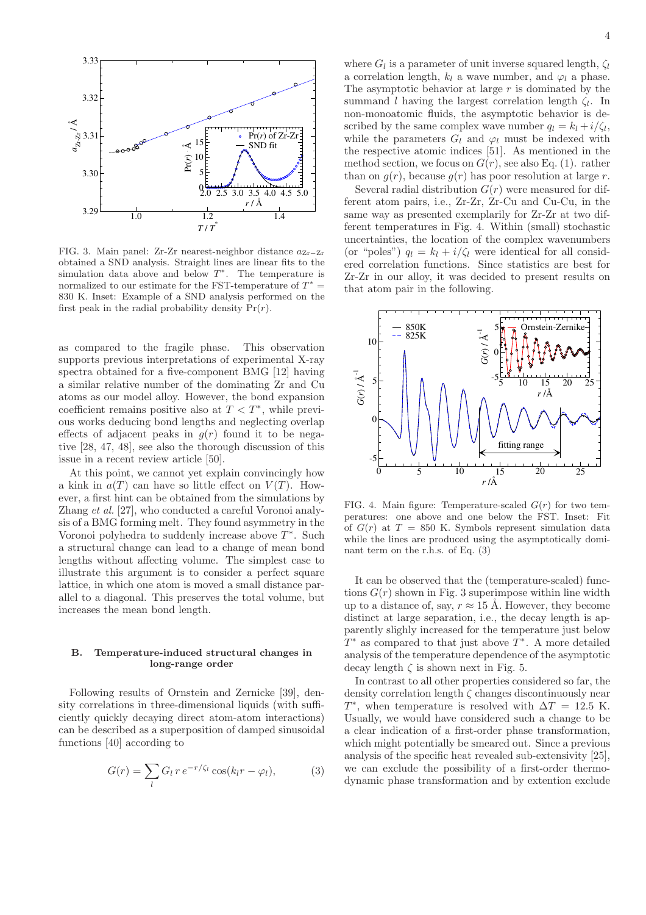FIG. 3. Main panel: Zr-Zr nearest-neighbor distance $a_{\text{Zr-Zr}}$ obtained a SND analysis. Straight lines are linear fits to the simulation data above and below $T^*$. The temperature is normalized to our estimate for the FST-temperature of $T^* = 830$ K. Inset: Example of a SND analysis performed on the first peak in the radial probability density $\Pr(r)$.

as compared to the fragile phase. This observation supports previous interpretations of experimental X-ray spectra obtained for a five-component BMG [12] having a similar relative number of the dominating Zr and Cu atoms as our model alloy. However, the bond expansion coefficient remains positive also at $T < T^*$, while previous works deducing bond lengths and neglecting overlap effects of adjacent peaks in $g(r)$ found it to be negative [28, 47, 48], see also the thorough discussion of this issue in a recent review article [50].

At this point, we cannot yet explain convincingly how a kink in $a(T)$ can have so little effect on $V(T)$. However, a first hint can be obtained from the simulations by Zhang *et al.* [27], who conducted a careful Voronoi analysis of a BMG forming melt. They found asymmetry in the Voronoi polyhedra to suddenly increase above $T^*$. Such a structural change can lead to a change of mean bond lengths without affecting volume. The simplest case to illustrate this argument is to consider a perfect square lattice, in which one atom is moved a small distance parallel to a diagonal. This preserves the total volume, but increases the mean bond length.

### B. Temperature-induced structural changes in long-range order

Following results of Ornstein and Zernicke [39], density correlations in three-dimensional liquids (with sufficiently quickly decaying direct atom-atom interactions) can be described as a superposition of damped sinusoidal functions [40] according to

$$G(r) = \sum_l G_l \, r \, e^{-r/\zeta_l} \cos(k_l r - \varphi_l), \tag{3}$$

where $G_l$ is a parameter of unit inverse squared length, $\zeta_l$ a correlation length, $k_l$ a wave number, and $\varphi_l$ a phase. The asymptotic behavior at large $r$ is dominated by the summand $l$ having the largest correlation length $\zeta_l$. In non-monoatomic fluids, the asymptotic behavior is described by the same complex wave number $q_l = k_l + i/\zeta_l$, while the parameters $G_l$ and $\varphi_l$ must be indexed with the respective atomic indices [51]. As mentioned in the method section, we focus on $G(r)$, see also Eq. (1). rather than on $g(r)$, because $g(r)$ has poor resolution at large $r$.

Several radial distribution $G(r)$ were measured for different atom pairs, i.e., Zr-Zr, Zr-Cu and Cu-Cu, in the same way as presented exemplarily for Zr-Zr at two different temperatures in Fig. 4. Within (small) stochastic uncertainties, the location of the complex wavenumbers (or "poles") $q_l = k_l + i/\zeta_l$ were identical for all considered correlation functions. Since statistics are best for Zr-Zr in our alloy, it was decided to present results on that atom pair in the following.

FIG. 4. Main figure: Temperature-scaled $G(r)$ for two temperatures: one above and one below the FST. Inset: Fit of $G(r)$ at $T = 850$ K. Symbols represent simulation data while the lines are produced using the asymptotically dominant term on the r.h.s. of Eq. (3)

It can be observed that the (temperature-scaled) functions $G(r)$ shown in Fig. 3 superimpose within line width up to a distance of, say, $r \approx 15$ Å. However, they become distinct at large separation, i.e., the decay length is apparently slighly increased for the temperature just below $T^*$ as compared to that just above $T^*$. A more detailed analysis of the temperature dependence of the asymptotic decay length $\zeta$ is shown next in Fig. 5.

In contrast to all other properties considered so far, the density correlation length $\zeta$ changes discontinuously near $T^*$, when temperature is resolved with $\Delta T = 12.5$ K. Usually, we would have considered such a change to be a clear indication of a first-order phase transformation, which might potentially be smeared out. Since a previous analysis of the specific heat revealed sub-extensivity [25], we can exclude the possibility of a first-order thermodynamic phase transformation and by extention exclude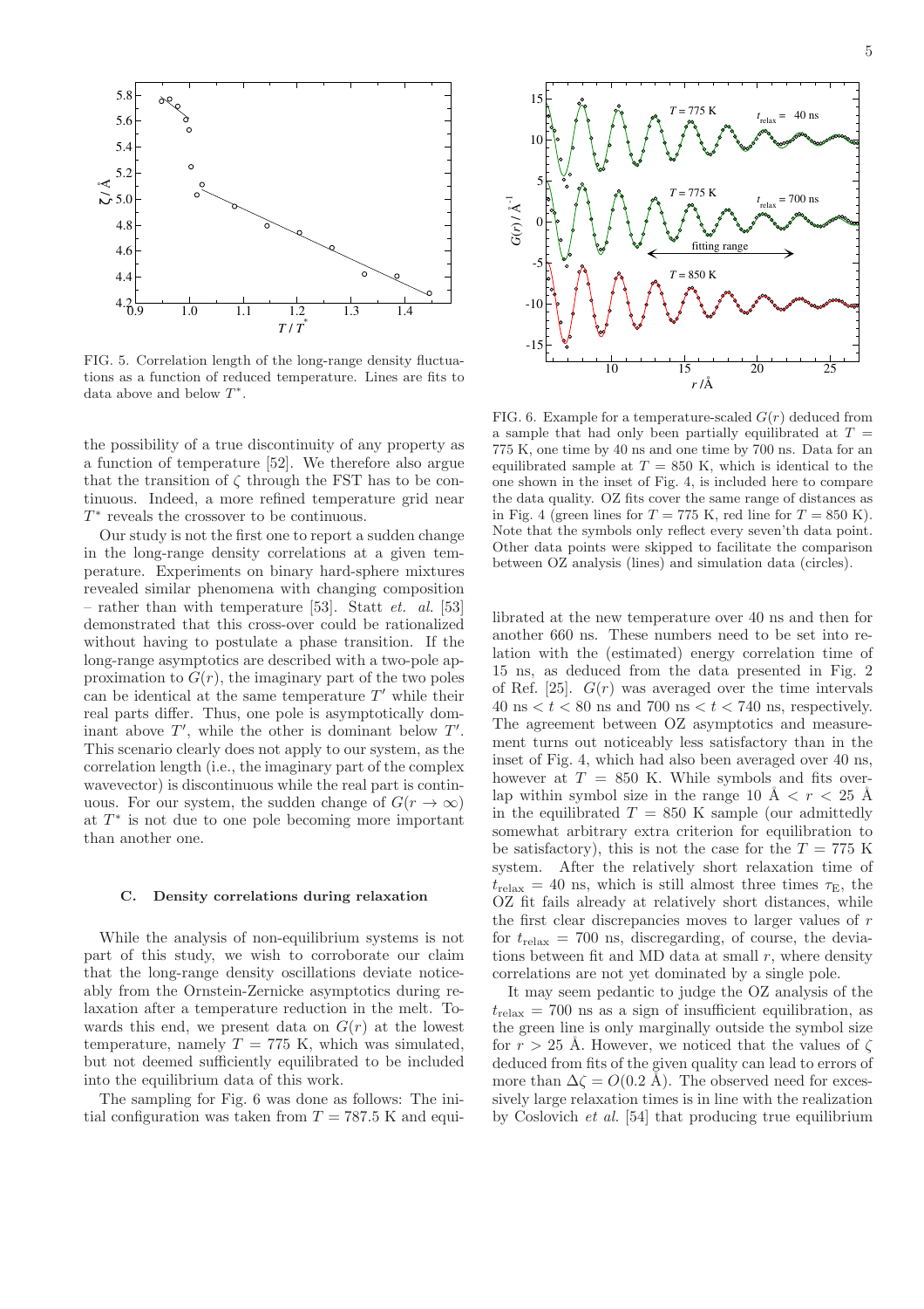FIG. 5. Correlation length of the long-range density fluctuations as a function of reduced temperature. Lines are fits to data above and below $T^*$.

FIG. 6. Example for a temperature-scaled $G(r)$ deduced from a sample that had only been partially equilibrated at $T = 775$ K, one time by 40 ns and one time by 700 ns. Data for an equilibrated sample at $T = 850$ K, which is identical to the one shown in the inset of Fig. 4, is included here to compare the data quality. OZ fits cover the same range of distances as in Fig. 4 (green lines for $T = 775$ K, red line for $T = 850$ K). Note that the symbols only reflect every seven'th data point. Other data points were skipped to facilitate the comparison between OZ analysis (lines) and simulation data (circles).

the possibility of a true discontinuity of any property as a function of temperature [52]. We therefore also argue that the transition of $\zeta$ through the FST has to be continuous. Indeed, a more refined temperature grid near $T^*$ reveals the crossover to be continuous.

Our study is not the first one to report a sudden change in the long-range density correlations at a given temperature. Experiments on binary hard-sphere mixtures revealed similar phenomena with changing composition – rather than with temperature [53]. Statt *et. al.* [53] demonstrated that this cross-over could be rationalized without having to postulate a phase transition. If the long-range asymptotics are described with a two-pole approximation to $G(r)$, the imaginary part of the two poles can be identical at the same temperature $T'$ while their real parts differ. Thus, one pole is asymptotically dominant above $T'$, while the other is dominant below $T'$. This scenario clearly does not apply to our system, as the correlation length (i.e., the imaginary part of the complex wavevector) is discontinuous while the real part is continuous. For our system, the sudden change of $G(r \to \infty)$ at $T^*$ is not due to one pole becoming more important than another one.

### C. Density correlations during relaxation

While the analysis of non-equilibrium systems is not part of this study, we wish to corroborate our claim that the long-range density oscillations deviate noticeably from the Ornstein-Zernicke asymptotics during relaxation after a temperature reduction in the melt. Towards this end, we present data on $G(r)$ at the lowest temperature, namely $T = 775$ K, which was simulated, but not deemed sufficiently equilibrated to be included into the equilibrium data of this work.

The sampling for Fig. 6 was done as follows: The initial configuration was taken from $T = 787.5$ K and equilibrated at the new temperature over 40 ns and then for another 660 ns. These numbers need to be set into relation with the (estimated) energy correlation time of 15 ns, as deduced from the data presented in Fig. 2 of Ref. [25]. $G(r)$ was averaged over the time intervals 40 ns $< t <$ 80 ns and 700 ns $< t <$ 740 ns, respectively. The agreement between OZ asymptotics and measurement turns out noticeably less satisfactory than in the inset of Fig. 4, which had also been averaged over 40 ns, however at $T = 850$ K. While symbols and fits overlap within symbol size in the range 10 Å $< r <$ 25 Å in the equilibrated $T = 850$ K sample (our admittedly somewhat arbitrary extra criterion for equilibration to be satisfactory), this is not the case for the $T = 775$ K system. After the relatively short relaxation time of $t_{\text{relax}} = 40$ ns, which is still almost three times $\tau_{\text{E}}$, the OZ fit fails already at relatively short distances, while the first clear discrepancies moves to larger values of $r$ for $t_{\text{relax}} = 700$ ns, discregarding, of course, the deviations between fit and MD data at small $r$, where density correlations are not yet dominated by a single pole.

It may seem pedantic to judge the OZ analysis of the $t_{\text{relax}} = 700$ ns as a sign of insufficient equilibration, as the green line is only marginally outside the symbol size for $r > 25$ Å. However, we noticed that the values of $\zeta$ deduced from fits of the given quality can lead to errors of more than $\Delta\zeta = O(0.2$ Å$)$. The observed need for excessively large relaxation times is in line with the realization by Coslovich *et al.* [54] that producing true equilibrium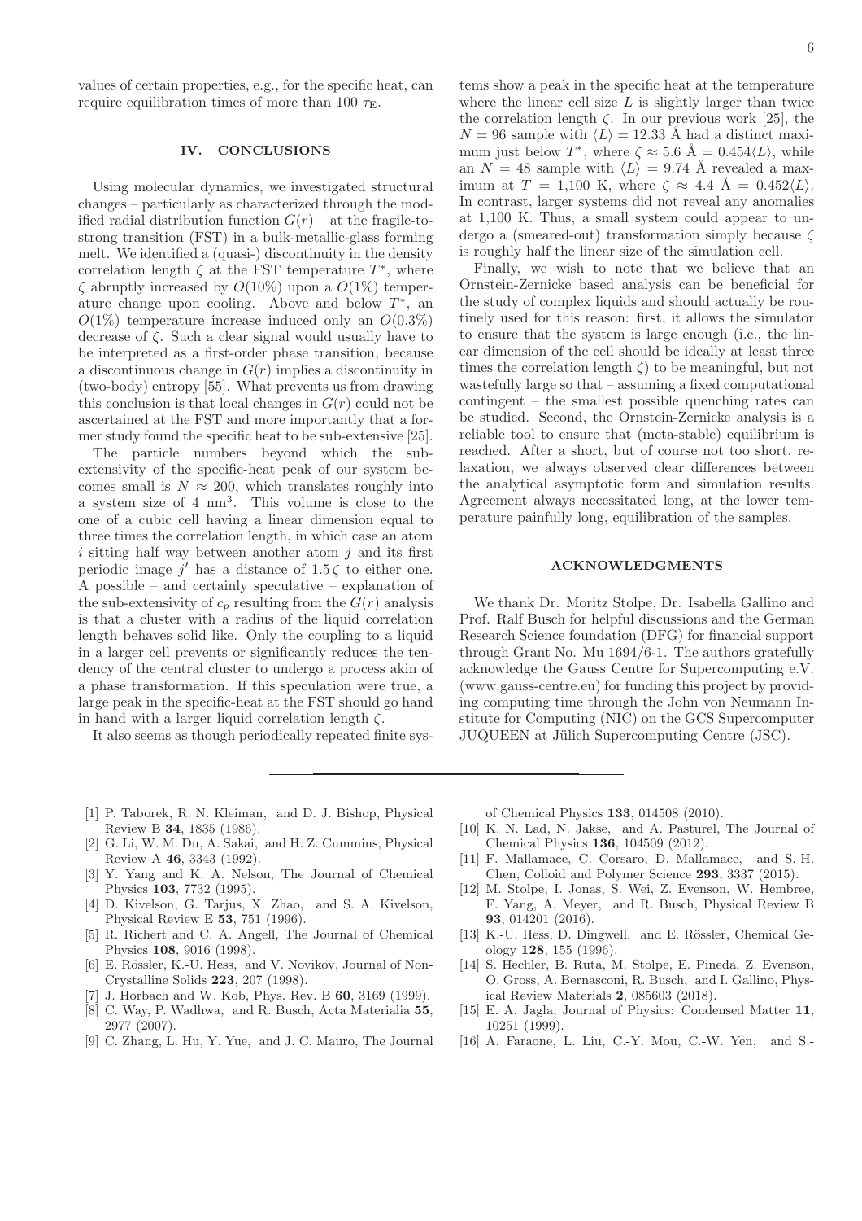values of certain properties, e.g., for the specific heat, can require equilibration times of more than 100 $\tau_{\mathrm{E}}$.

## IV. CONCLUSIONS

Using molecular dynamics, we investigated structural changes – particularly as characterized through the modified radial distribution function $G(r)$ – at the fragile-to-strong transition (FST) in a bulk-metallic-glass forming melt. We identified a (quasi-) discontinuity in the density correlation length $\zeta$ at the FST temperature $T^*$, where $\zeta$ abruptly increased by $O(10\%)$ upon a $O(1\%)$ temperature change upon cooling. Above and below $T^*$, an $O(1\%)$ temperature increase induced only an $O(0.3\%)$ decrease of $\zeta$. Such a clear signal would usually have to be interpreted as a first-order phase transition, because a discontinuous change in $G(r)$ implies a discontinuity in (two-body) entropy [55]. What prevents us from drawing this conclusion is that local changes in $G(r)$ could not be ascertained at the FST and more importantly that a former study found the specific heat to be sub-extensive [25].

The particle numbers beyond which the sub-extensivity of the specific-heat peak of our system becomes small is $N \approx 200$, which translates roughly into a system size of 4 nm$^3$. This volume is close to the one of a cubic cell having a linear dimension equal to three times the correlation length, in which case an atom $i$ sitting half way between another atom $j$ and its first periodic image $j'$ has a distance of $1.5\,\zeta$ to either one. A possible – and certainly speculative – explanation of the sub-extensivity of $c_p$ resulting from the $G(r)$ analysis is that a cluster with a radius of the liquid correlation length behaves solid like. Only the coupling to a liquid in a larger cell prevents or significantly reduces the tendency of the central cluster to undergo a process akin of a phase transformation. If this speculation were true, a large peak in the specific-heat at the FST should go hand in hand with a larger liquid correlation length $\zeta$.

It also seems as though periodically repeated finite systems show a peak in the specific heat at the temperature where the linear cell size $L$ is slightly larger than twice the correlation length $\zeta$. In our previous work [25], the $N = 96$ sample with $\langle L \rangle = 12.33$ Å had a distinct maximum just below $T^*$, where $\zeta \approx 5.6$ Å $= 0.454\langle L \rangle$, while an $N = 48$ sample with $\langle L \rangle = 9.74$ Å revealed a maximum at $T = 1{,}100$ K, where $\zeta \approx 4.4$ Å $= 0.452\langle L \rangle$. In contrast, larger systems did not reveal any anomalies at 1,100 K. Thus, a small system could appear to undergo a (smeared-out) transformation simply because $\zeta$ is roughly half the linear size of the simulation cell.

Finally, we wish to note that we believe that an Ornstein-Zernicke based analysis can be beneficial for the study of complex liquids and should actually be routinely used for this reason: first, it allows the simulator to ensure that the system is large enough (i.e., the linear dimension of the cell should be ideally at least three times the correlation length $\zeta$) to be meaningful, but not wastefully large so that – assuming a fixed computational contingent – the smallest possible quenching rates can be studied. Second, the Ornstein-Zernicke analysis is a reliable tool to ensure that (meta-stable) equilibrium is reached. After a short, but of course not too short, relaxation, we always observed clear differences between the analytical asymptotic form and simulation results. Agreement always necessitated long, at the lower temperature painfully long, equilibration of the samples.

## ACKNOWLEDGMENTS

We thank Dr. Moritz Stolpe, Dr. Isabella Gallino and Prof. Ralf Busch for helpful discussions and the German Research Science foundation (DFG) for financial support through Grant No. Mu 1694/6-1. The authors gratefully acknowledge the Gauss Centre for Supercomputing e.V. (www.gauss-centre.eu) for funding this project by providing computing time through the John von Neumann Institute for Computing (NIC) on the GCS Supercomputer JUQUEEN at Jülich Supercomputing Centre (JSC).

---

[1] P. Taborek, R. N. Kleiman, and D. J. Bishop, Physical Review B **34**, 1835 (1986).

[2] G. Li, W. M. Du, A. Sakai, and H. Z. Cummins, Physical Review A **46**, 3343 (1992).

[3] Y. Yang and K. A. Nelson, The Journal of Chemical Physics **103**, 7732 (1995).

[4] D. Kivelson, G. Tarjus, X. Zhao, and S. A. Kivelson, Physical Review E **53**, 751 (1996).

[5] R. Richert and C. A. Angell, The Journal of Chemical Physics **108**, 9016 (1998).

[6] E. Rössler, K.-U. Hess, and V. Novikov, Journal of Non-Crystalline Solids **223**, 207 (1998).

[7] J. Horbach and W. Kob, Phys. Rev. B **60**, 3169 (1999).

[8] C. Way, P. Wadhwa, and R. Busch, Acta Materialia **55**, 2977 (2007).

[9] C. Zhang, L. Hu, Y. Yue, and J. C. Mauro, The Journal of Chemical Physics **133**, 014508 (2010).

[10] K. N. Lad, N. Jakse, and A. Pasturel, The Journal of Chemical Physics **136**, 104509 (2012).

[11] F. Mallamace, C. Corsaro, D. Mallamace, and S.-H. Chen, Colloid and Polymer Science **293**, 3337 (2015).

[12] M. Stolpe, I. Jonas, S. Wei, Z. Evenson, W. Hembree, F. Yang, A. Meyer, and R. Busch, Physical Review B **93**, 014201 (2016).

[13] K.-U. Hess, D. Dingwell, and E. Rössler, Chemical Geology **128**, 155 (1996).

[14] S. Hechler, B. Ruta, M. Stolpe, E. Pineda, Z. Evenson, O. Gross, A. Bernasconi, R. Busch, and I. Gallino, Physical Review Materials **2**, 085603 (2018).

[15] E. A. Jagla, Journal of Physics: Condensed Matter **11**, 10251 (1999).

[16] A. Faraone, L. Liu, C.-Y. Mou, C.-W. Yen, and S.-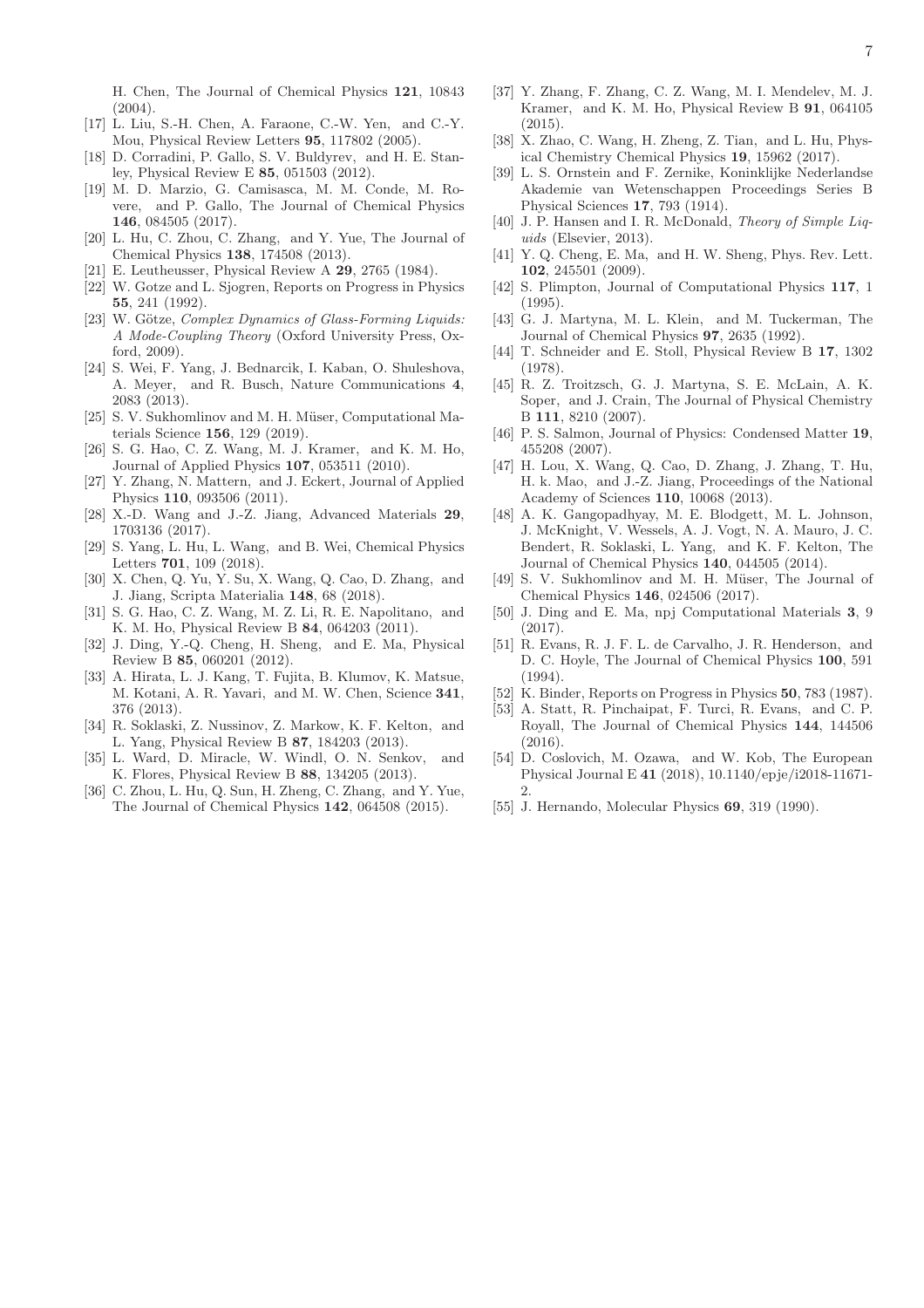H. Chen, The Journal of Chemical Physics **121**, 10843 (2004).

[17] L. Liu, S.-H. Chen, A. Faraone, C.-W. Yen, and C.-Y. Mou, Physical Review Letters **95**, 117802 (2005).

[18] D. Corradini, P. Gallo, S. V. Buldyrev, and H. E. Stanley, Physical Review E **85**, 051503 (2012).

[19] M. D. Marzio, G. Camisasca, M. M. Conde, M. Rovere, and P. Gallo, The Journal of Chemical Physics **146**, 084505 (2017).

[20] L. Hu, C. Zhou, C. Zhang, and Y. Yue, The Journal of Chemical Physics **138**, 174508 (2013).

[21] E. Leutheusser, Physical Review A **29**, 2765 (1984).

[22] W. Gotze and L. Sjogren, Reports on Progress in Physics **55**, 241 (1992).

[23] W. Götze, *Complex Dynamics of Glass-Forming Liquids: A Mode-Coupling Theory* (Oxford University Press, Oxford, 2009).

[24] S. Wei, F. Yang, J. Bednarcik, I. Kaban, O. Shuleshova, A. Meyer, and R. Busch, Nature Communications **4**, 2083 (2013).

[25] S. V. Sukhomlinov and M. H. Müser, Computational Materials Science **156**, 129 (2019).

[26] S. G. Hao, C. Z. Wang, M. J. Kramer, and K. M. Ho, Journal of Applied Physics **107**, 053511 (2010).

[27] Y. Zhang, N. Mattern, and J. Eckert, Journal of Applied Physics **110**, 093506 (2011).

[28] X.-D. Wang and J.-Z. Jiang, Advanced Materials **29**, 1703136 (2017).

[29] S. Yang, L. Hu, L. Wang, and B. Wei, Chemical Physics Letters **701**, 109 (2018).

[30] X. Chen, Q. Yu, Y. Su, X. Wang, Q. Cao, D. Zhang, and J. Jiang, Scripta Materialia **148**, 68 (2018).

[31] S. G. Hao, C. Z. Wang, M. Z. Li, R. E. Napolitano, and K. M. Ho, Physical Review B **84**, 064203 (2011).

[32] J. Ding, Y.-Q. Cheng, H. Sheng, and E. Ma, Physical Review B **85**, 060201 (2012).

[33] A. Hirata, L. J. Kang, T. Fujita, B. Klumov, K. Matsue, M. Kotani, A. R. Yavari, and M. W. Chen, Science **341**, 376 (2013).

[34] R. Soklaski, Z. Nussinov, Z. Markow, K. F. Kelton, and L. Yang, Physical Review B **87**, 184203 (2013).

[35] L. Ward, D. Miracle, W. Windl, O. N. Senkov, and K. Flores, Physical Review B **88**, 134205 (2013).

[36] C. Zhou, L. Hu, Q. Sun, H. Zheng, C. Zhang, and Y. Yue, The Journal of Chemical Physics **142**, 064508 (2015).

[37] Y. Zhang, F. Zhang, C. Z. Wang, M. I. Mendelev, M. J. Kramer, and K. M. Ho, Physical Review B **91**, 064105 (2015).

[38] X. Zhao, C. Wang, H. Zheng, Z. Tian, and L. Hu, Physical Chemistry Chemical Physics **19**, 15962 (2017).

[39] L. S. Ornstein and F. Zernike, Koninklijke Nederlandse Akademie van Wetenschappen Proceedings Series B Physical Sciences **17**, 793 (1914).

[40] J. P. Hansen and I. R. McDonald, *Theory of Simple Liquids* (Elsevier, 2013).

[41] Y. Q. Cheng, E. Ma, and H. W. Sheng, Phys. Rev. Lett. **102**, 245501 (2009).

[42] S. Plimpton, Journal of Computational Physics **117**, 1 (1995).

[43] G. J. Martyna, M. L. Klein, and M. Tuckerman, The Journal of Chemical Physics **97**, 2635 (1992).

[44] T. Schneider and E. Stoll, Physical Review B **17**, 1302 (1978).

[45] R. Z. Troitzsch, G. J. Martyna, S. E. McLain, A. K. Soper, and J. Crain, The Journal of Physical Chemistry B **111**, 8210 (2007).

[46] P. S. Salmon, Journal of Physics: Condensed Matter **19**, 455208 (2007).

[47] H. Lou, X. Wang, Q. Cao, D. Zhang, J. Zhang, T. Hu, H. k. Mao, and J.-Z. Jiang, Proceedings of the National Academy of Sciences **110**, 10068 (2013).

[48] A. K. Gangopadhyay, M. E. Blodgett, M. L. Johnson, J. McKnight, V. Wessels, A. J. Vogt, N. A. Mauro, J. C. Bendert, R. Soklaski, L. Yang, and K. F. Kelton, The Journal of Chemical Physics **140**, 044505 (2014).

[49] S. V. Sukhomlinov and M. H. Müser, The Journal of Chemical Physics **146**, 024506 (2017).

[50] J. Ding and E. Ma, npj Computational Materials **3**, 9 (2017).

[51] R. Evans, R. J. F. L. de Carvalho, J. R. Henderson, and D. C. Hoyle, The Journal of Chemical Physics **100**, 591 (1994).

[52] K. Binder, Reports on Progress in Physics **50**, 783 (1987).

[53] A. Statt, R. Pinchaipat, F. Turci, R. Evans, and C. P. Royall, The Journal of Chemical Physics **144**, 144506 (2016).

[54] D. Coslovich, M. Ozawa, and W. Kob, The European Physical Journal E **41** (2018), 10.1140/epje/i2018-11671-2.

[55] J. Hernando, Molecular Physics **69**, 319 (1990).